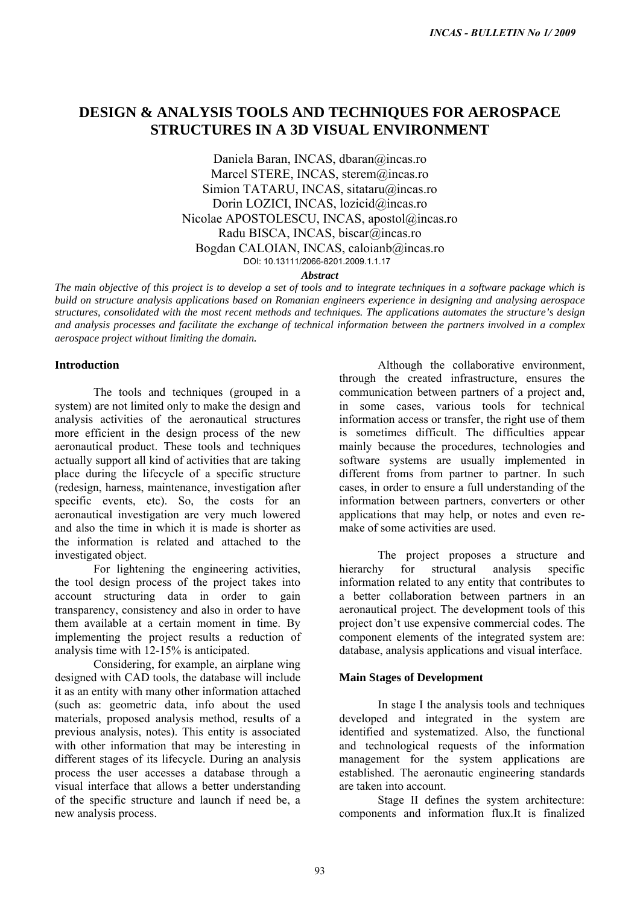# DESIGN & ANALYSIS TOOLS AND TECHNIQUES FOR AEROSPACE STRUCTURES IN A 3D VISUAL ENVIRONMENT

Daniela Baran, INCAS, dbaran@incas.ro
Marcel STERE, INCAS, sterem@incas.ro
Simion TATARU, INCAS, sitataru@incas.ro
Dorin LOZICI, INCAS, lozicid@incas.ro
Nicolae APOSTOLESCU, INCAS, apostol@incas.ro
Radu BISCA, INCAS, biscar@incas.ro
Bogdan CALOIAN, INCAS, caloianb@incas.ro
DOI: 10.13111/2066-8201.2009.1.1.17

***Abstract***

*The main objective of this project is to develop a set of tools and to integrate techniques in a software package which is build on structure analysis applications based on Romanian engineers experience in designing and analysing aerospace structures, consolidated with the most recent methods and techniques. The applications automates the structure's design and analysis processes and facilitate the exchange of technical information between the partners involved in a complex aerospace project without limiting the domain.*

## Introduction

The tools and techniques (grouped in a system) are not limited only to make the design and analysis activities of the aeronautical structures more efficient in the design process of the new aeronautical product. These tools and techniques actually support all kind of activities that are taking place during the lifecycle of a specific structure (redesign, harness, maintenance, investigation after specific events, etc). So, the costs for an aeronautical investigation are very much lowered and also the time in which it is made is shorter as the information is related and attached to the investigated object.

For lightening the engineering activities, the tool design process of the project takes into account structuring data in order to gain transparency, consistency and also in order to have them available at a certain moment in time. By implementing the project results a reduction of analysis time with 12-15% is anticipated.

Considering, for example, an airplane wing designed with CAD tools, the database will include it as an entity with many other information attached (such as: geometric data, info about the used materials, proposed analysis method, results of a previous analysis, notes). This entity is associated with other information that may be interesting in different stages of its lifecycle. During an analysis process the user accesses a database through a visual interface that allows a better understanding of the specific structure and launch if need be, a new analysis process.

Although the collaborative environment, through the created infrastructure, ensures the communication between partners of a project and, in some cases, various tools for technical information access or transfer, the right use of them is sometimes difficult. The difficulties appear mainly because the procedures, technologies and software systems are usually implemented in different froms from partner to partner. In such cases, in order to ensure a full understanding of the information between partners, converters or other applications that may help, or notes and even re-make of some activities are used.

The project proposes a structure and hierarchy for structural analysis specific information related to any entity that contributes to a better collaboration between partners in an aeronautical project. The development tools of this project don't use expensive commercial codes. The component elements of the integrated system are: database, analysis applications and visual interface.

## Main Stages of Development

In stage I the analysis tools and techniques developed and integrated in the system are identified and systematized. Also, the functional and technological requests of the information management for the system applications are established. The aeronautic engineering standards are taken into account.

Stage II defines the system architecture: components and information flux.It is finalized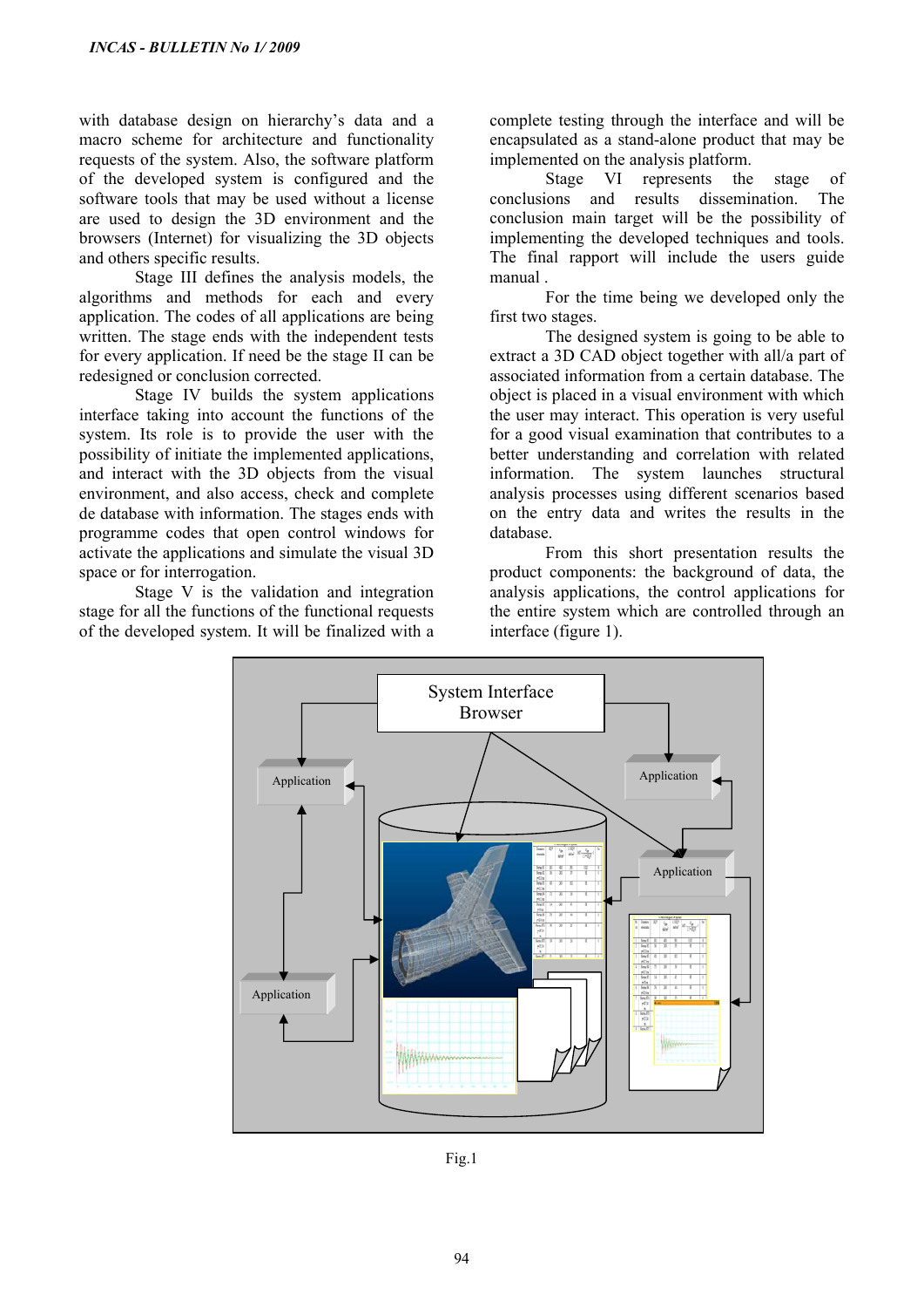with database design on hierarchy's data and a macro scheme for architecture and functionality requests of the system. Also, the software platform of the developed system is configured and the software tools that may be used without a license are used to design the 3D environment and the browsers (Internet) for visualizing the 3D objects and others specific results.

Stage III defines the analysis models, the algorithms and methods for each and every application. The codes of all applications are being written. The stage ends with the independent tests for every application. If need be the stage II can be redesigned or conclusion corrected.

Stage IV builds the system applications interface taking into account the functions of the system. Its role is to provide the user with the possibility of initiate the implemented applications, and interact with the 3D objects from the visual environment, and also access, check and complete de database with information. The stages ends with programme codes that open control windows for activate the applications and simulate the visual 3D space or for interrogation.

Stage V is the validation and integration stage for all the functions of the functional requests of the developed system. It will be finalized with a complete testing through the interface and will be encapsulated as a stand-alone product that may be implemented on the analysis platform.

Stage VI represents the stage of conclusions and results dissemination. The conclusion main target will be the possibility of implementing the developed techniques and tools. The final rapport will include the users guide manual .

For the time being we developed only the first two stages.

The designed system is going to be able to extract a 3D CAD object together with all/a part of associated information from a certain database. The object is placed in a visual environment with which the user may interact. This operation is very useful for a good visual examination that contributes to a better understanding and correlation with related information. The system launches structural analysis processes using different scenarios based on the entry data and writes the results in the database.

From this short presentation results the product components: the background of data, the analysis applications, the control applications for the entire system which are controlled through an interface (figure 1).

Fig.1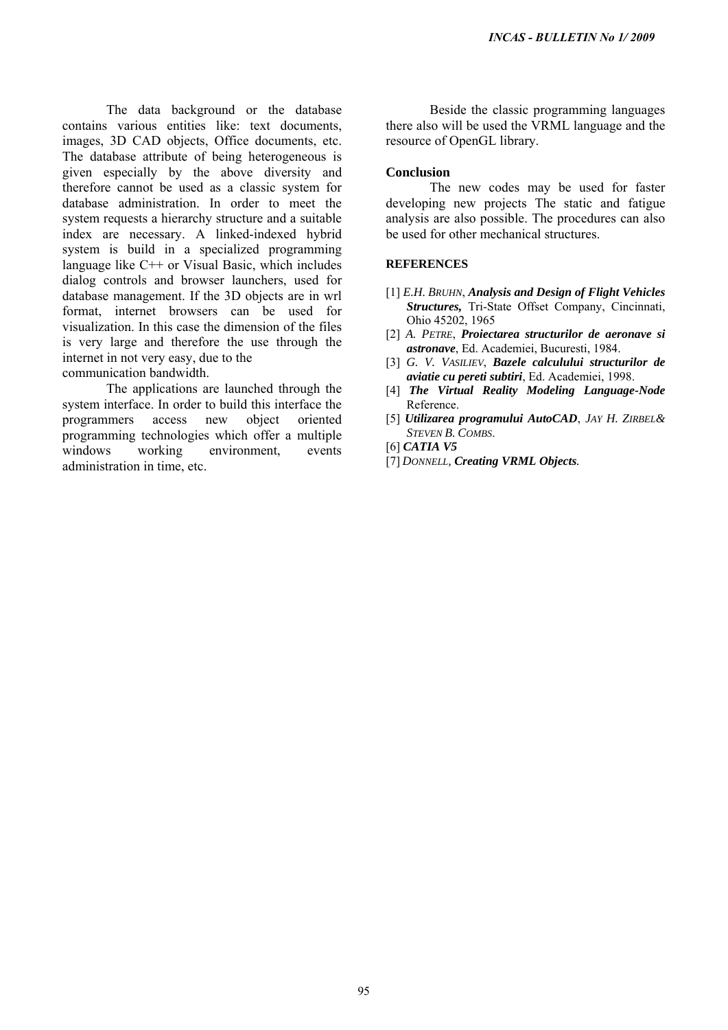The data background or the database contains various entities like: text documents, images, 3D CAD objects, Office documents, etc. The database attribute of being heterogeneous is given especially by the above diversity and therefore cannot be used as a classic system for database administration. In order to meet the system requests a hierarchy structure and a suitable index are necessary. A linked-indexed hybrid system is build in a specialized programming language like C++ or Visual Basic, which includes dialog controls and browser launchers, used for database management. If the 3D objects are in wrl format, internet browsers can be used for visualization. In this case the dimension of the files is very large and therefore the use through the internet in not very easy, due to the communication bandwidth.

The applications are launched through the system interface. In order to build this interface the programmers access new object oriented programming technologies which offer a multiple windows working environment, events administration in time, etc.

Beside the classic programming languages there also will be used the VRML language and the resource of OpenGL library.

## Conclusion

The new codes may be used for faster developing new projects The static and fatigue analysis are also possible. The procedures can also be used for other mechanical structures.

## REFERENCES

[1] *E.H. BRUHN*, ***Analysis and Design of Flight Vehicles Structures,*** Tri-State Offset Company, Cincinnati, Ohio 45202, 1965

[2] *A. PETRE*, ***Proiectarea structurilor de aeronave si astronave***, Ed. Academiei, Bucuresti, 1984.

[3] *G. V. VASILIEV*, ***Bazele calculului structurilor de aviatie cu pereti subtiri***, Ed. Academiei, 1998.

[4] ***The Virtual Reality Modeling Language-Node*** Reference.

[5] ***Utilizarea programului AutoCAD***, *JAY H. ZIRBEL& STEVEN B. COMBS*.

[6] ***CATIA V5***

[7] *DONNELL*, ***Creating VRML Objects.***